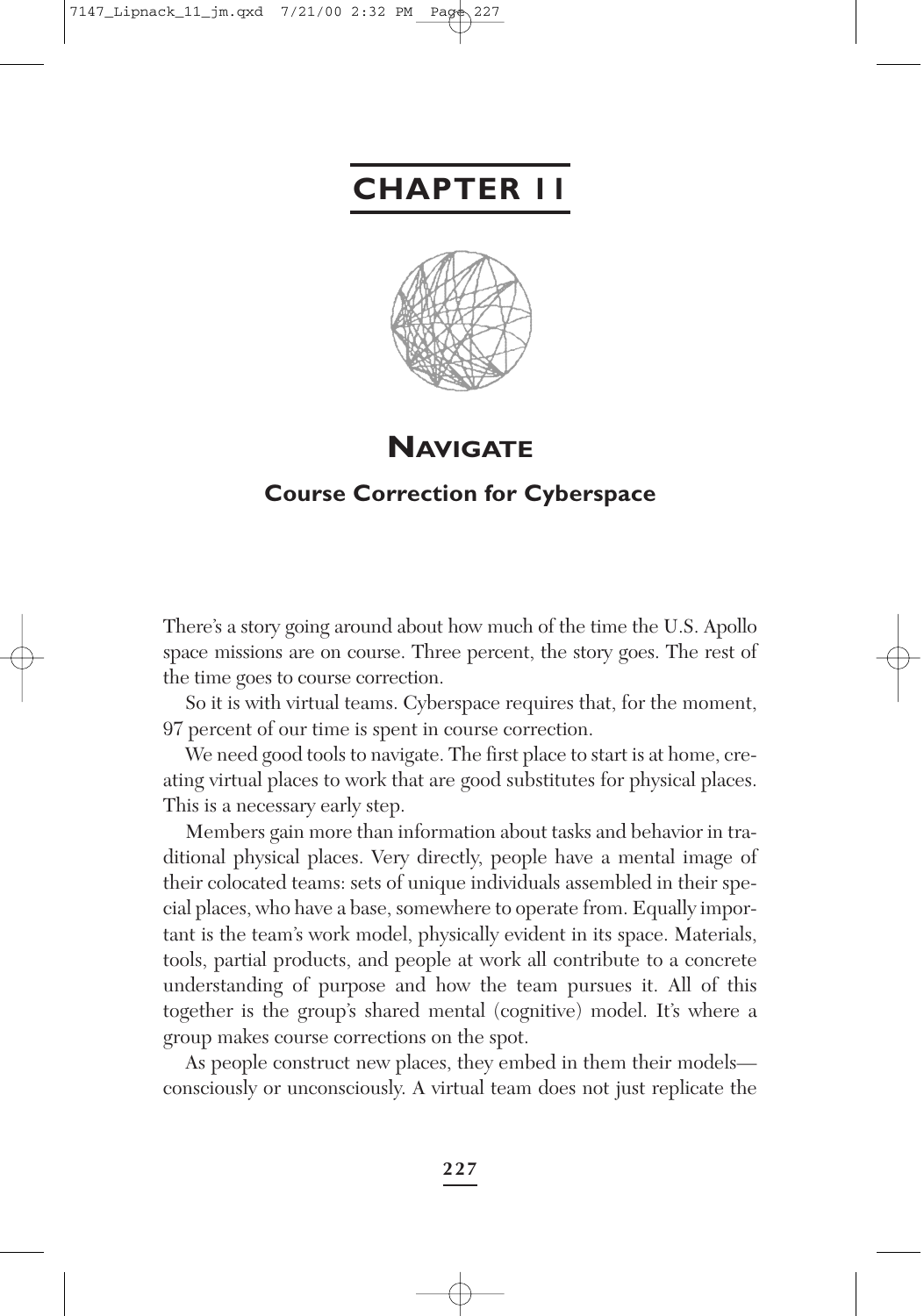# CHAPTER 11

## NAVIGATE

### Course Correction for Cyberspace

There's a story going around about how much of the time the U.S. Apollo space missions are on course. Three percent, the story goes. The rest of the time goes to course correction.

So it is with virtual teams. Cyberspace requires that, for the moment, 97 percent of our time is spent in course correction.

We need good tools to navigate. The first place to start is at home, creating virtual places to work that are good substitutes for physical places. This is a necessary early step.

Members gain more than information about tasks and behavior in traditional physical places. Very directly, people have a mental image of their colocated teams: sets of unique individuals assembled in their special places, who have a base, somewhere to operate from. Equally important is the team's work model, physically evident in its space. Materials, tools, partial products, and people at work all contribute to a concrete understanding of purpose and how the team pursues it. All of this together is the group's shared mental (cognitive) model. It's where a group makes course corrections on the spot.

As people construct new places, they embed in them their models—consciously or unconsciously. A virtual team does not just replicate the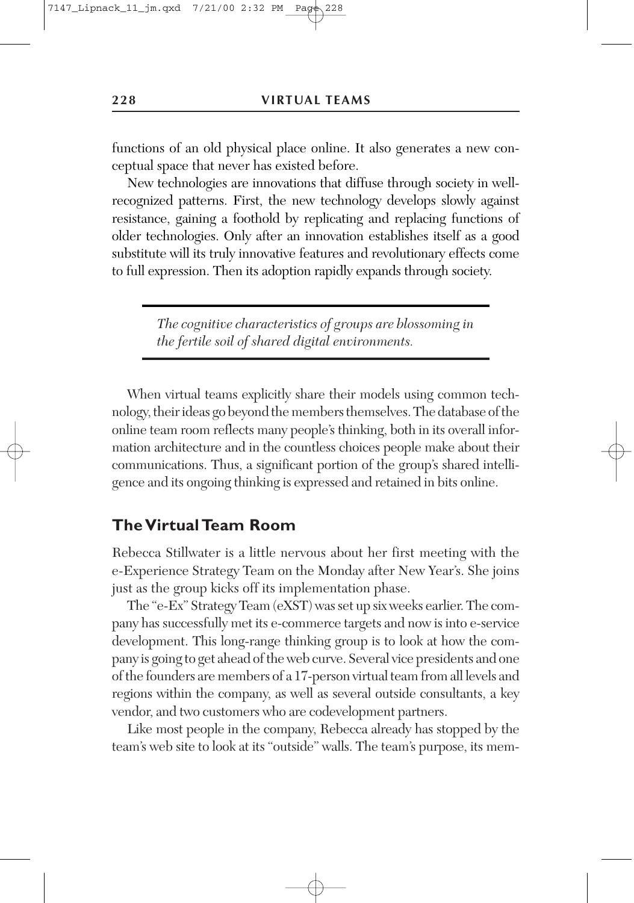functions of an old physical place online. It also generates a new conceptual space that never has existed before.

New technologies are innovations that diffuse through society in well-recognized patterns. First, the new technology develops slowly against resistance, gaining a foothold by replicating and replacing functions of older technologies. Only after an innovation establishes itself as a good substitute will its truly innovative features and revolutionary effects come to full expression. Then its adoption rapidly expands through society.

> *The cognitive characteristics of groups are blossoming in the fertile soil of shared digital environments.*

When virtual teams explicitly share their models using common technology, their ideas go beyond the members themselves. The database of the online team room reflects many people's thinking, both in its overall information architecture and in the countless choices people make about their communications. Thus, a significant portion of the group's shared intelligence and its ongoing thinking is expressed and retained in bits online.

## The Virtual Team Room

Rebecca Stillwater is a little nervous about her first meeting with the e-Experience Strategy Team on the Monday after New Year's. She joins just as the group kicks off its implementation phase.

The "e-Ex" Strategy Team (eXST) was set up six weeks earlier. The company has successfully met its e-commerce targets and now is into e-service development. This long-range thinking group is to look at how the company is going to get ahead of the web curve. Several vice presidents and one of the founders are members of a 17-person virtual team from all levels and regions within the company, as well as several outside consultants, a key vendor, and two customers who are codevelopment partners.

Like most people in the company, Rebecca already has stopped by the team's web site to look at its "outside" walls. The team's purpose, its mem-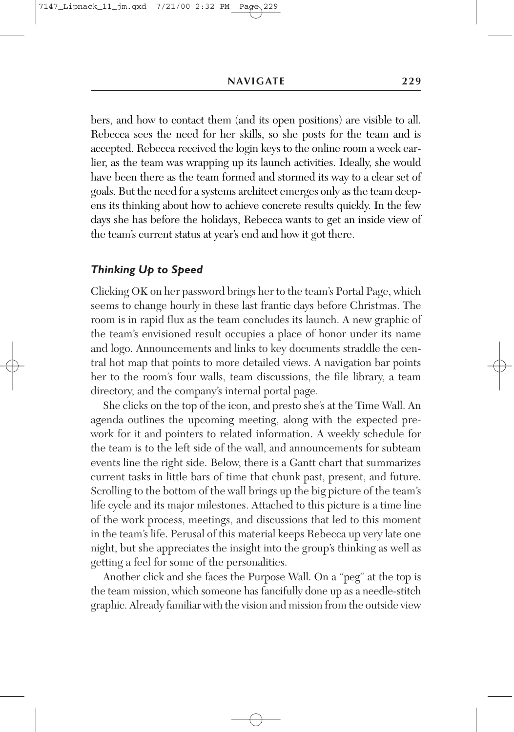bers, and how to contact them (and its open positions) are visible to all. Rebecca sees the need for her skills, so she posts for the team and is accepted. Rebecca received the login keys to the online room a week earlier, as the team was wrapping up its launch activities. Ideally, she would have been there as the team formed and stormed its way to a clear set of goals. But the need for a systems architect emerges only as the team deepens its thinking about how to achieve concrete results quickly. In the few days she has before the holidays, Rebecca wants to get an inside view of the team's current status at year's end and how it got there.

### *Thinking Up to Speed*

Clicking OK on her password brings her to the team's Portal Page, which seems to change hourly in these last frantic days before Christmas. The room is in rapid flux as the team concludes its launch. A new graphic of the team's envisioned result occupies a place of honor under its name and logo. Announcements and links to key documents straddle the central hot map that points to more detailed views. A navigation bar points her to the room's four walls, team discussions, the file library, a team directory, and the company's internal portal page.

She clicks on the top of the icon, and presto she's at the Time Wall. An agenda outlines the upcoming meeting, along with the expected prework for it and pointers to related information. A weekly schedule for the team is to the left side of the wall, and announcements for subteam events line the right side. Below, there is a Gantt chart that summarizes current tasks in little bars of time that chunk past, present, and future. Scrolling to the bottom of the wall brings up the big picture of the team's life cycle and its major milestones. Attached to this picture is a time line of the work process, meetings, and discussions that led to this moment in the team's life. Perusal of this material keeps Rebecca up very late one night, but she appreciates the insight into the group's thinking as well as getting a feel for some of the personalities.

Another click and she faces the Purpose Wall. On a "peg" at the top is the team mission, which someone has fancifully done up as a needle-stitch graphic. Already familiar with the vision and mission from the outside view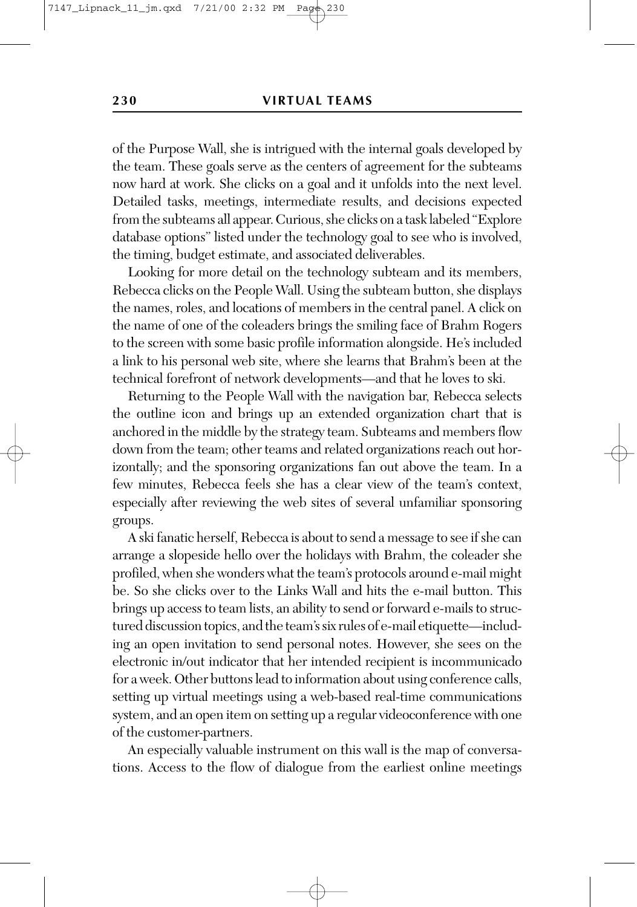of the Purpose Wall, she is intrigued with the internal goals developed by the team. These goals serve as the centers of agreement for the subteams now hard at work. She clicks on a goal and it unfolds into the next level. Detailed tasks, meetings, intermediate results, and decisions expected from the subteams all appear. Curious, she clicks on a task labeled "Explore database options" listed under the technology goal to see who is involved, the timing, budget estimate, and associated deliverables.

Looking for more detail on the technology subteam and its members, Rebecca clicks on the People Wall. Using the subteam button, she displays the names, roles, and locations of members in the central panel. A click on the name of one of the coleaders brings the smiling face of Brahm Rogers to the screen with some basic profile information alongside. He's included a link to his personal web site, where she learns that Brahm's been at the technical forefront of network developments—and that he loves to ski.

Returning to the People Wall with the navigation bar, Rebecca selects the outline icon and brings up an extended organization chart that is anchored in the middle by the strategy team. Subteams and members flow down from the team; other teams and related organizations reach out horizontally; and the sponsoring organizations fan out above the team. In a few minutes, Rebecca feels she has a clear view of the team's context, especially after reviewing the web sites of several unfamiliar sponsoring groups.

A ski fanatic herself, Rebecca is about to send a message to see if she can arrange a slopeside hello over the holidays with Brahm, the coleader she profiled, when she wonders what the team's protocols around e-mail might be. So she clicks over to the Links Wall and hits the e-mail button. This brings up access to team lists, an ability to send or forward e-mails to structured discussion topics, and the team's six rules of e-mail etiquette—including an open invitation to send personal notes. However, she sees on the electronic in/out indicator that her intended recipient is incommunicado for a week. Other buttons lead to information about using conference calls, setting up virtual meetings using a web-based real-time communications system, and an open item on setting up a regular videoconference with one of the customer-partners.

An especially valuable instrument on this wall is the map of conversations. Access to the flow of dialogue from the earliest online meetings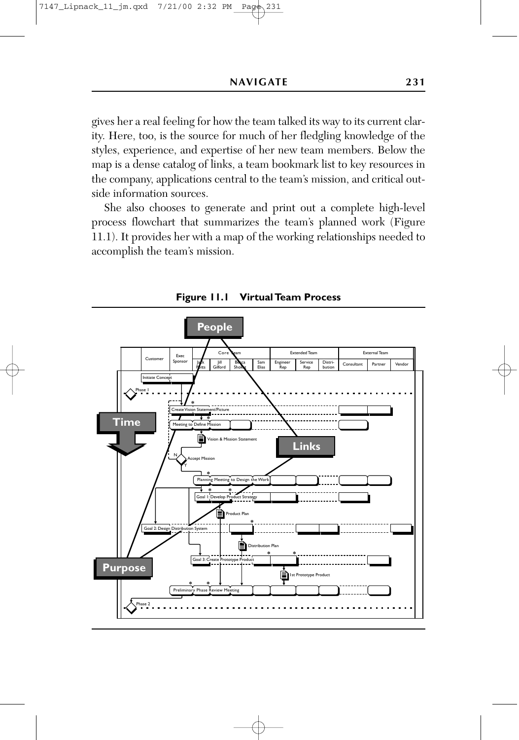gives her a real feeling for how the team talked its way to its current clarity. Here, too, is the source for much of her fledgling knowledge of the styles, experience, and expertise of her new team members. Below the map is a dense catalog of links, a team bookmark list to key resources in the company, applications central to the team's mission, and critical outside information sources.

She also chooses to generate and print out a complete high-level process flowchart that summarizes the team's planned work (Figure 11.1). It provides her with a map of the working relationships needed to accomplish the team's mission.

**Figure 11.1 Virtual Team Process**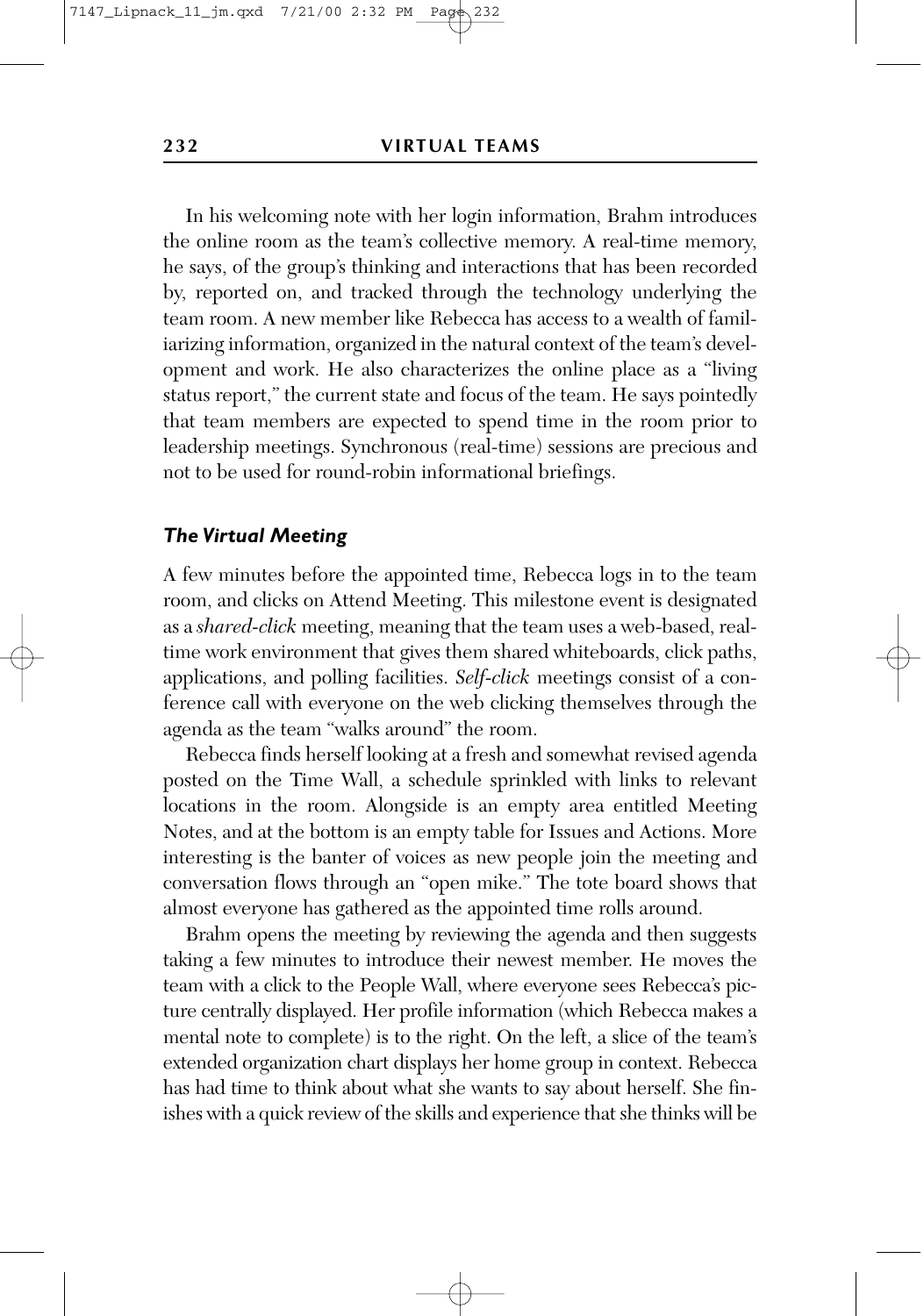In his welcoming note with her login information, Brahm introduces the online room as the team's collective memory. A real-time memory, he says, of the group's thinking and interactions that has been recorded by, reported on, and tracked through the technology underlying the team room. A new member like Rebecca has access to a wealth of familiarizing information, organized in the natural context of the team's development and work. He also characterizes the online place as a "living status report," the current state and focus of the team. He says pointedly that team members are expected to spend time in the room prior to leadership meetings. Synchronous (real-time) sessions are precious and not to be used for round-robin informational briefings.

### *The Virtual Meeting*

A few minutes before the appointed time, Rebecca logs in to the team room, and clicks on Attend Meeting. This milestone event is designated as a *shared-click* meeting, meaning that the team uses a web-based, real-time work environment that gives them shared whiteboards, click paths, applications, and polling facilities. *Self-click* meetings consist of a conference call with everyone on the web clicking themselves through the agenda as the team "walks around" the room.

Rebecca finds herself looking at a fresh and somewhat revised agenda posted on the Time Wall, a schedule sprinkled with links to relevant locations in the room. Alongside is an empty area entitled Meeting Notes, and at the bottom is an empty table for Issues and Actions. More interesting is the banter of voices as new people join the meeting and conversation flows through an "open mike." The tote board shows that almost everyone has gathered as the appointed time rolls around.

Brahm opens the meeting by reviewing the agenda and then suggests taking a few minutes to introduce their newest member. He moves the team with a click to the People Wall, where everyone sees Rebecca's picture centrally displayed. Her profile information (which Rebecca makes a mental note to complete) is to the right. On the left, a slice of the team's extended organization chart displays her home group in context. Rebecca has had time to think about what she wants to say about herself. She finishes with a quick review of the skills and experience that she thinks will be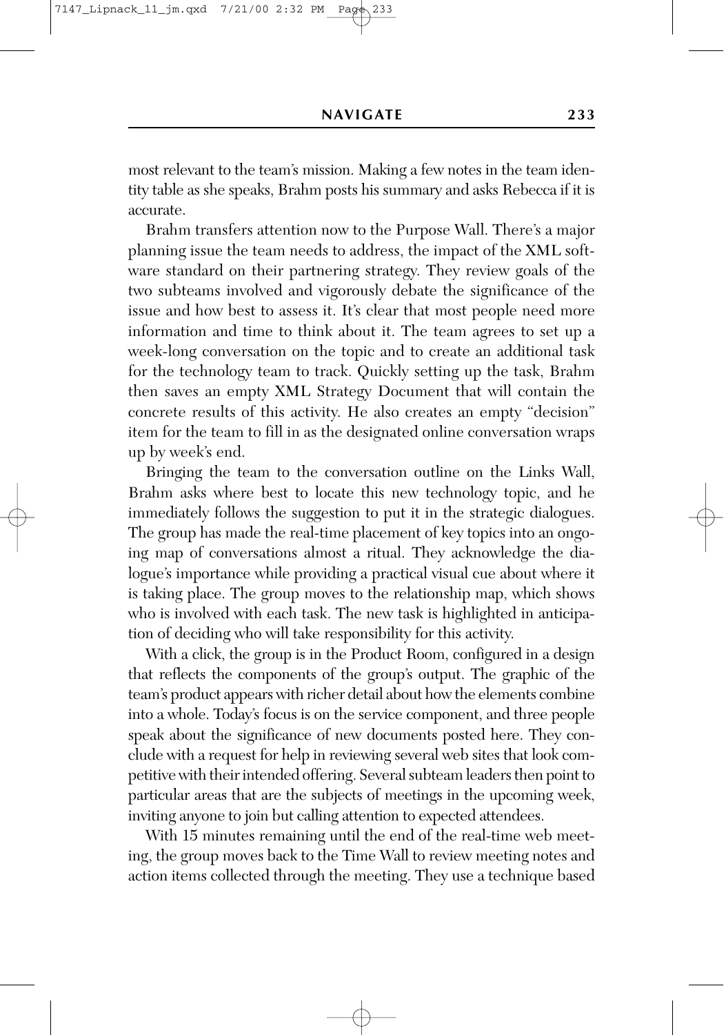most relevant to the team's mission. Making a few notes in the team identity table as she speaks, Brahm posts his summary and asks Rebecca if it is accurate.

Brahm transfers attention now to the Purpose Wall. There's a major planning issue the team needs to address, the impact of the XML software standard on their partnering strategy. They review goals of the two subteams involved and vigorously debate the significance of the issue and how best to assess it. It's clear that most people need more information and time to think about it. The team agrees to set up a week-long conversation on the topic and to create an additional task for the technology team to track. Quickly setting up the task, Brahm then saves an empty XML Strategy Document that will contain the concrete results of this activity. He also creates an empty "decision" item for the team to fill in as the designated online conversation wraps up by week's end.

Bringing the team to the conversation outline on the Links Wall, Brahm asks where best to locate this new technology topic, and he immediately follows the suggestion to put it in the strategic dialogues. The group has made the real-time placement of key topics into an ongoing map of conversations almost a ritual. They acknowledge the dialogue's importance while providing a practical visual cue about where it is taking place. The group moves to the relationship map, which shows who is involved with each task. The new task is highlighted in anticipation of deciding who will take responsibility for this activity.

With a click, the group is in the Product Room, configured in a design that reflects the components of the group's output. The graphic of the team's product appears with richer detail about how the elements combine into a whole. Today's focus is on the service component, and three people speak about the significance of new documents posted here. They conclude with a request for help in reviewing several web sites that look competitive with their intended offering. Several subteam leaders then point to particular areas that are the subjects of meetings in the upcoming week, inviting anyone to join but calling attention to expected attendees.

With 15 minutes remaining until the end of the real-time web meeting, the group moves back to the Time Wall to review meeting notes and action items collected through the meeting. They use a technique based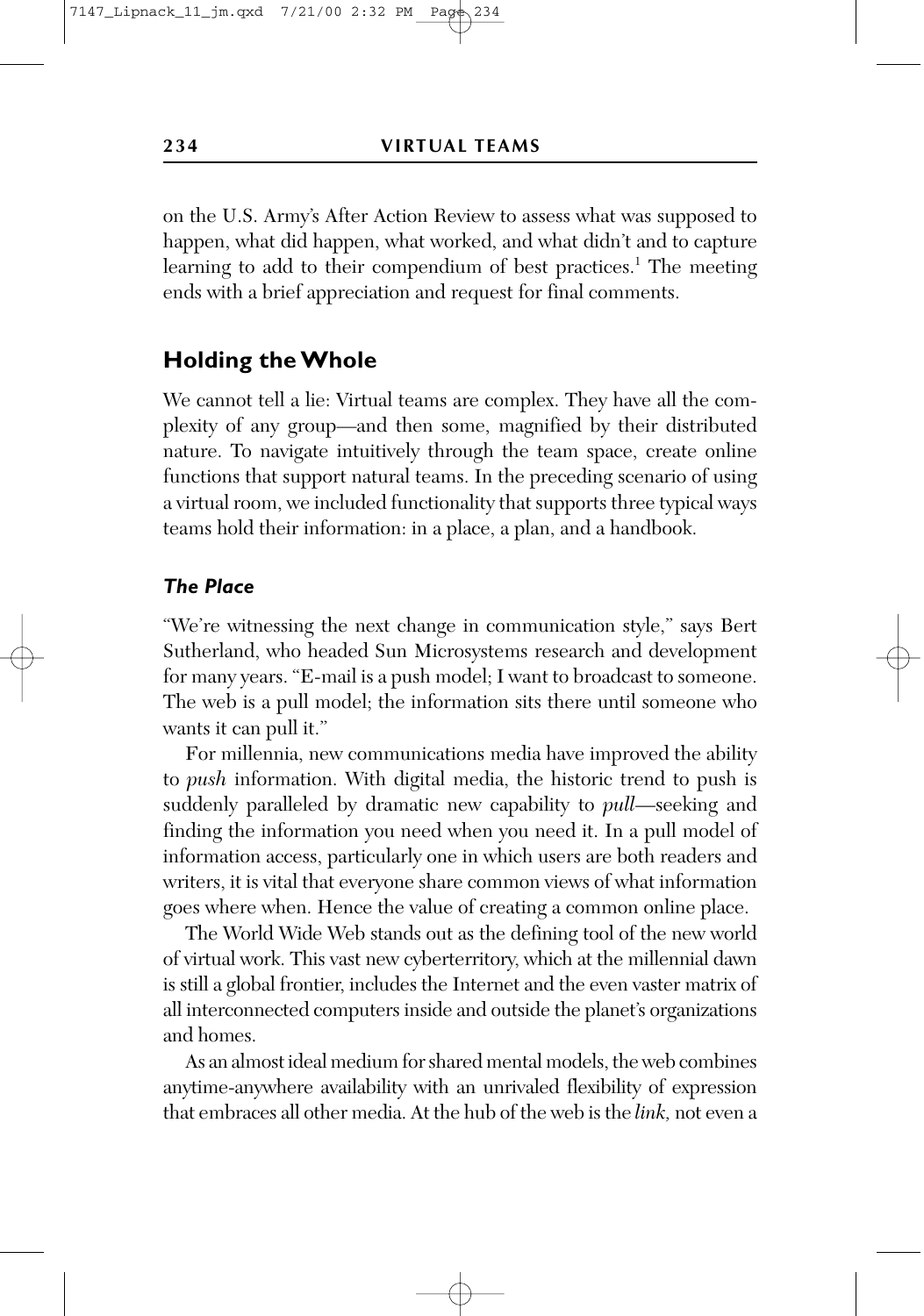on the U.S. Army's After Action Review to assess what was supposed to happen, what did happen, what worked, and what didn't and to capture learning to add to their compendium of best practices.[1] The meeting ends with a brief appreciation and request for final comments.

## Holding the Whole

We cannot tell a lie: Virtual teams are complex. They have all the complexity of any group—and then some, magnified by their distributed nature. To navigate intuitively through the team space, create online functions that support natural teams. In the preceding scenario of using a virtual room, we included functionality that supports three typical ways teams hold their information: in a place, a plan, and a handbook.

### *The Place*

"We're witnessing the next change in communication style," says Bert Sutherland, who headed Sun Microsystems research and development for many years. "E-mail is a push model; I want to broadcast to someone. The web is a pull model; the information sits there until someone who wants it can pull it."

For millennia, new communications media have improved the ability to *push* information. With digital media, the historic trend to push is suddenly paralleled by dramatic new capability to *pull*—seeking and finding the information you need when you need it. In a pull model of information access, particularly one in which users are both readers and writers, it is vital that everyone share common views of what information goes where when. Hence the value of creating a common online place.

The World Wide Web stands out as the defining tool of the new world of virtual work. This vast new cyberterritory, which at the millennial dawn is still a global frontier, includes the Internet and the even vaster matrix of all interconnected computers inside and outside the planet's organizations and homes.

As an almost ideal medium for shared mental models, the web combines anytime-anywhere availability with an unrivaled flexibility of expression that embraces all other media. At the hub of the web is the *link,* not even a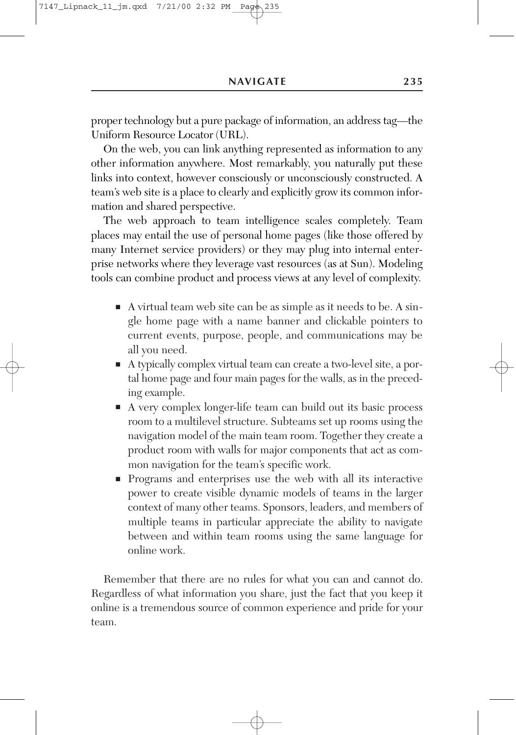proper technology but a pure package of information, an address tag—the Uniform Resource Locator (URL).

On the web, you can link anything represented as information to any other information anywhere. Most remarkably, you naturally put these links into context, however consciously or unconsciously constructed. A team's web site is a place to clearly and explicitly grow its common information and shared perspective.

The web approach to team intelligence scales completely. Team places may entail the use of personal home pages (like those offered by many Internet service providers) or they may plug into internal enterprise networks where they leverage vast resources (as at Sun). Modeling tools can combine product and process views at any level of complexity.

- A virtual team web site can be as simple as it needs to be. A single home page with a name banner and clickable pointers to current events, purpose, people, and communications may be all you need.
- A typically complex virtual team can create a two-level site, a portal home page and four main pages for the walls, as in the preceding example.
- A very complex longer-life team can build out its basic process room to a multilevel structure. Subteams set up rooms using the navigation model of the main team room. Together they create a product room with walls for major components that act as common navigation for the team's specific work.
- Programs and enterprises use the web with all its interactive power to create visible dynamic models of teams in the larger context of many other teams. Sponsors, leaders, and members of multiple teams in particular appreciate the ability to navigate between and within team rooms using the same language for online work.

Remember that there are no rules for what you can and cannot do. Regardless of what information you share, just the fact that you keep it online is a tremendous source of common experience and pride for your team.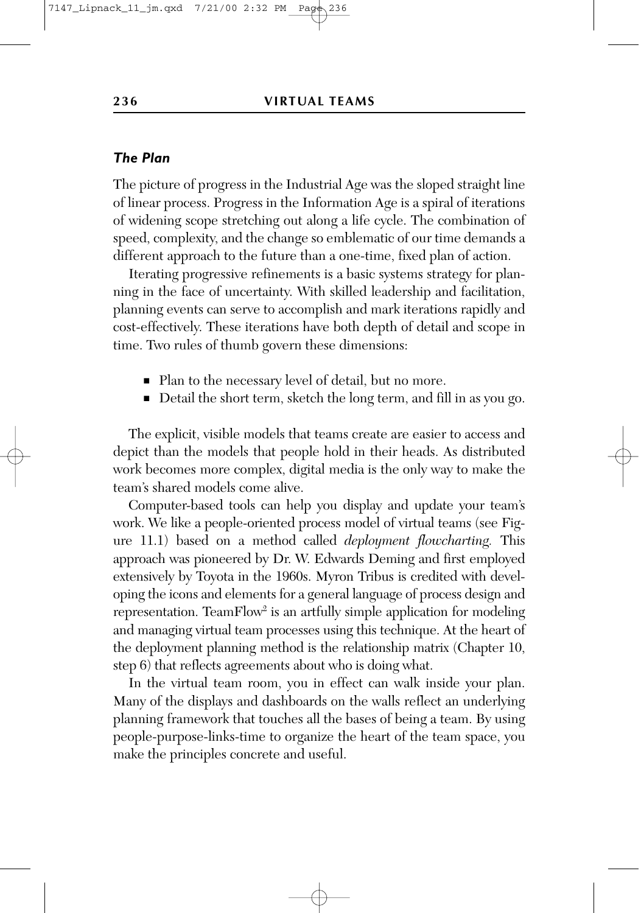### *The Plan*

The picture of progress in the Industrial Age was the sloped straight line of linear process. Progress in the Information Age is a spiral of iterations of widening scope stretching out along a life cycle. The combination of speed, complexity, and the change so emblematic of our time demands a different approach to the future than a one-time, fixed plan of action.

Iterating progressive refinements is a basic systems strategy for planning in the face of uncertainty. With skilled leadership and facilitation, planning events can serve to accomplish and mark iterations rapidly and cost-effectively. These iterations have both depth of detail and scope in time. Two rules of thumb govern these dimensions:

- Plan to the necessary level of detail, but no more.
- Detail the short term, sketch the long term, and fill in as you go.

The explicit, visible models that teams create are easier to access and depict than the models that people hold in their heads. As distributed work becomes more complex, digital media is the only way to make the team's shared models come alive.

Computer-based tools can help you display and update your team's work. We like a people-oriented process model of virtual teams (see Figure 11.1) based on a method called *deployment flowcharting.* This approach was pioneered by Dr. W. Edwards Deming and first employed extensively by Toyota in the 1960s. Myron Tribus is credited with developing the icons and elements for a general language of process design and representation. TeamFlow[2] is an artfully simple application for modeling and managing virtual team processes using this technique. At the heart of the deployment planning method is the relationship matrix (Chapter 10, step 6) that reflects agreements about who is doing what.

In the virtual team room, you in effect can walk inside your plan. Many of the displays and dashboards on the walls reflect an underlying planning framework that touches all the bases of being a team. By using people-purpose-links-time to organize the heart of the team space, you make the principles concrete and useful.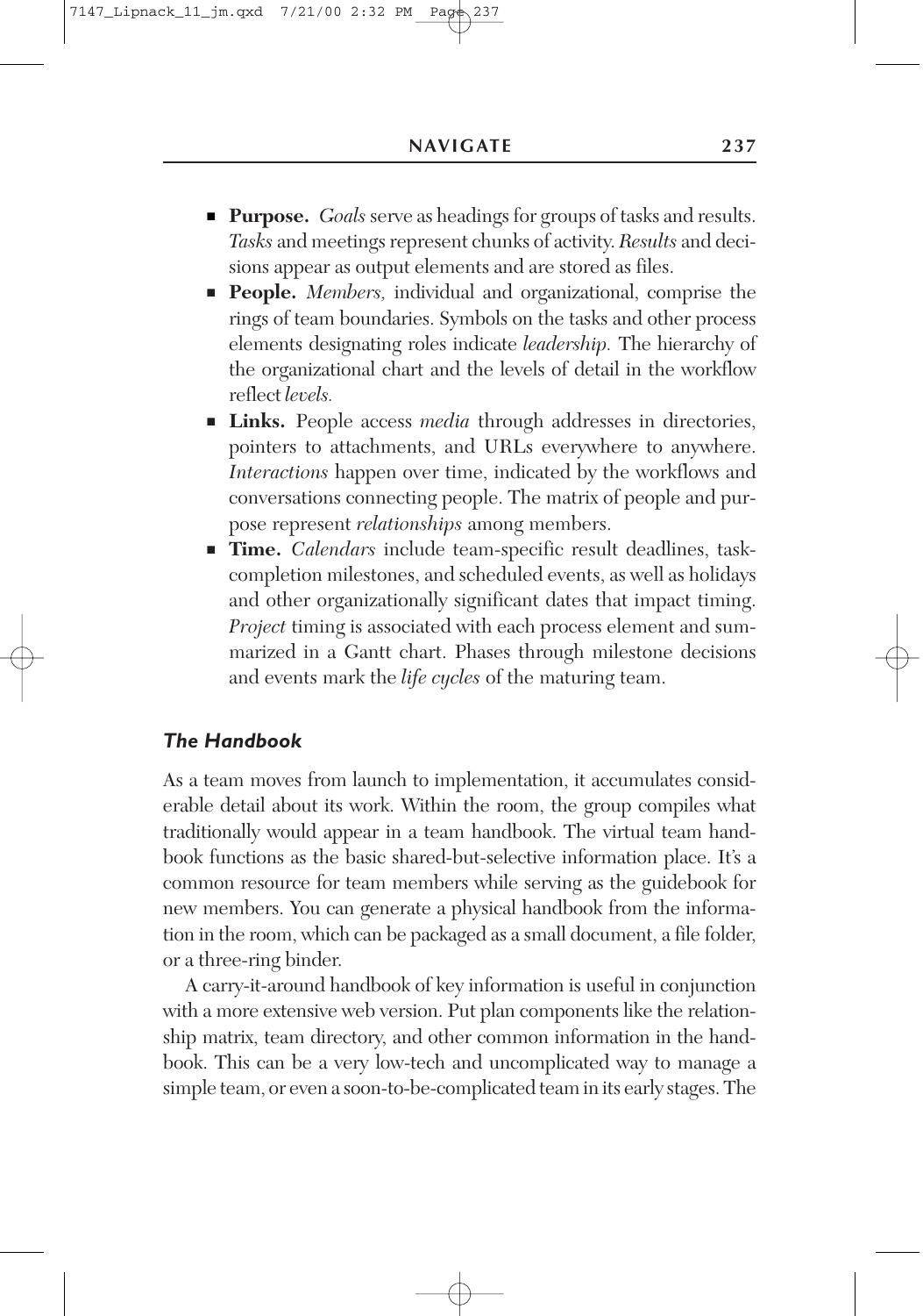- **Purpose.** *Goals* serve as headings for groups of tasks and results. *Tasks* and meetings represent chunks of activity. *Results* and decisions appear as output elements and are stored as files.
- **People.** *Members,* individual and organizational, comprise the rings of team boundaries. Symbols on the tasks and other process elements designating roles indicate *leadership.* The hierarchy of the organizational chart and the levels of detail in the workflow reflect *levels.*
- **Links.** People access *media* through addresses in directories, pointers to attachments, and URLs everywhere to anywhere. *Interactions* happen over time, indicated by the workflows and conversations connecting people. The matrix of people and purpose represent *relationships* among members.
- **Time.** *Calendars* include team-specific result deadlines, task-completion milestones, and scheduled events, as well as holidays and other organizationally significant dates that impact timing. *Project* timing is associated with each process element and summarized in a Gantt chart. Phases through milestone decisions and events mark the *life cycles* of the maturing team.

### *The Handbook*

As a team moves from launch to implementation, it accumulates considerable detail about its work. Within the room, the group compiles what traditionally would appear in a team handbook. The virtual team handbook functions as the basic shared-but-selective information place. It's a common resource for team members while serving as the guidebook for new members. You can generate a physical handbook from the information in the room, which can be packaged as a small document, a file folder, or a three-ring binder.

A carry-it-around handbook of key information is useful in conjunction with a more extensive web version. Put plan components like the relationship matrix, team directory, and other common information in the handbook. This can be a very low-tech and uncomplicated way to manage a simple team, or even a soon-to-be-complicated team in its early stages. The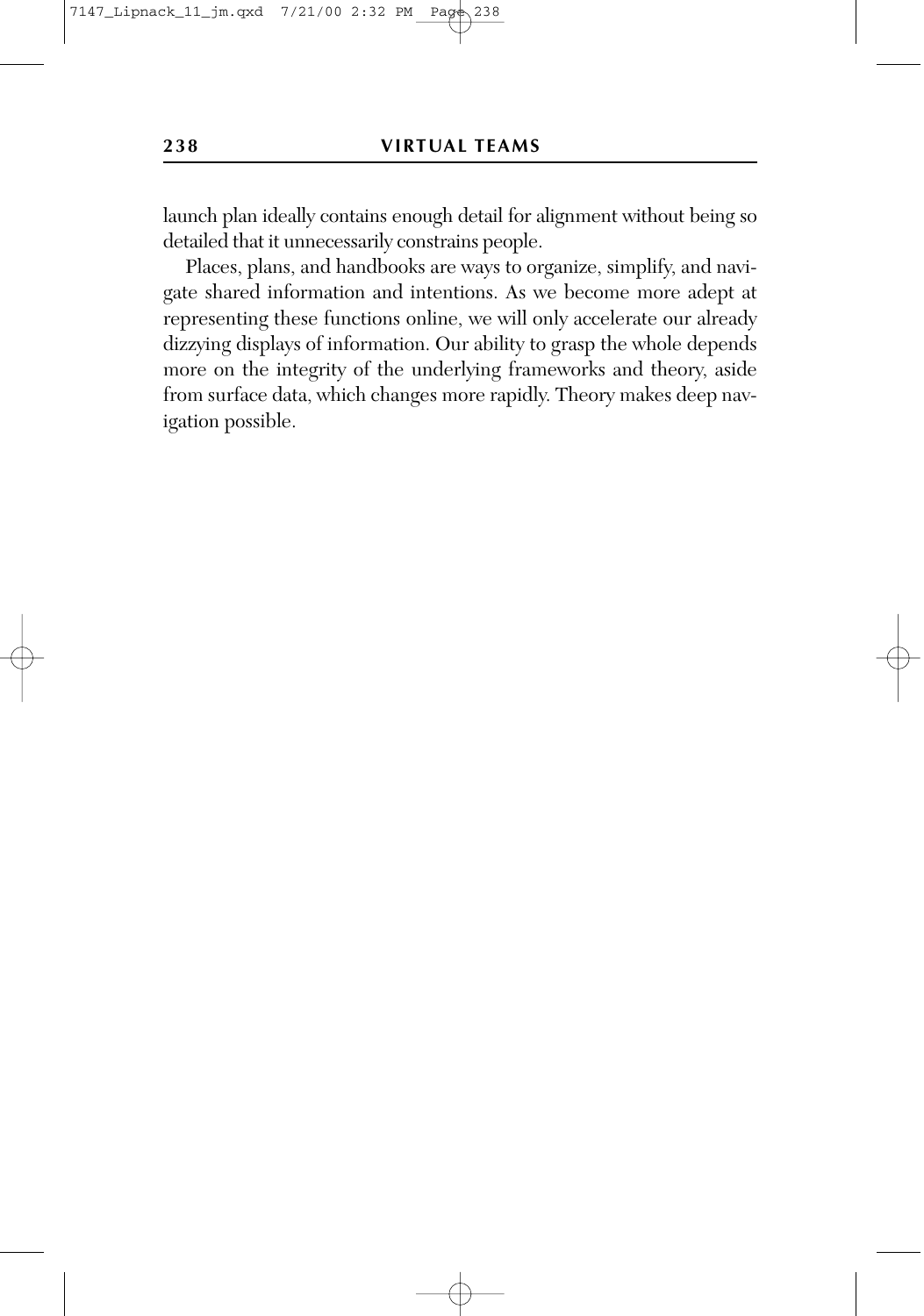launch plan ideally contains enough detail for alignment without being so detailed that it unnecessarily constrains people.

Places, plans, and handbooks are ways to organize, simplify, and navigate shared information and intentions. As we become more adept at representing these functions online, we will only accelerate our already dizzying displays of information. Our ability to grasp the whole depends more on the integrity of the underlying frameworks and theory, aside from surface data, which changes more rapidly. Theory makes deep navigation possible.